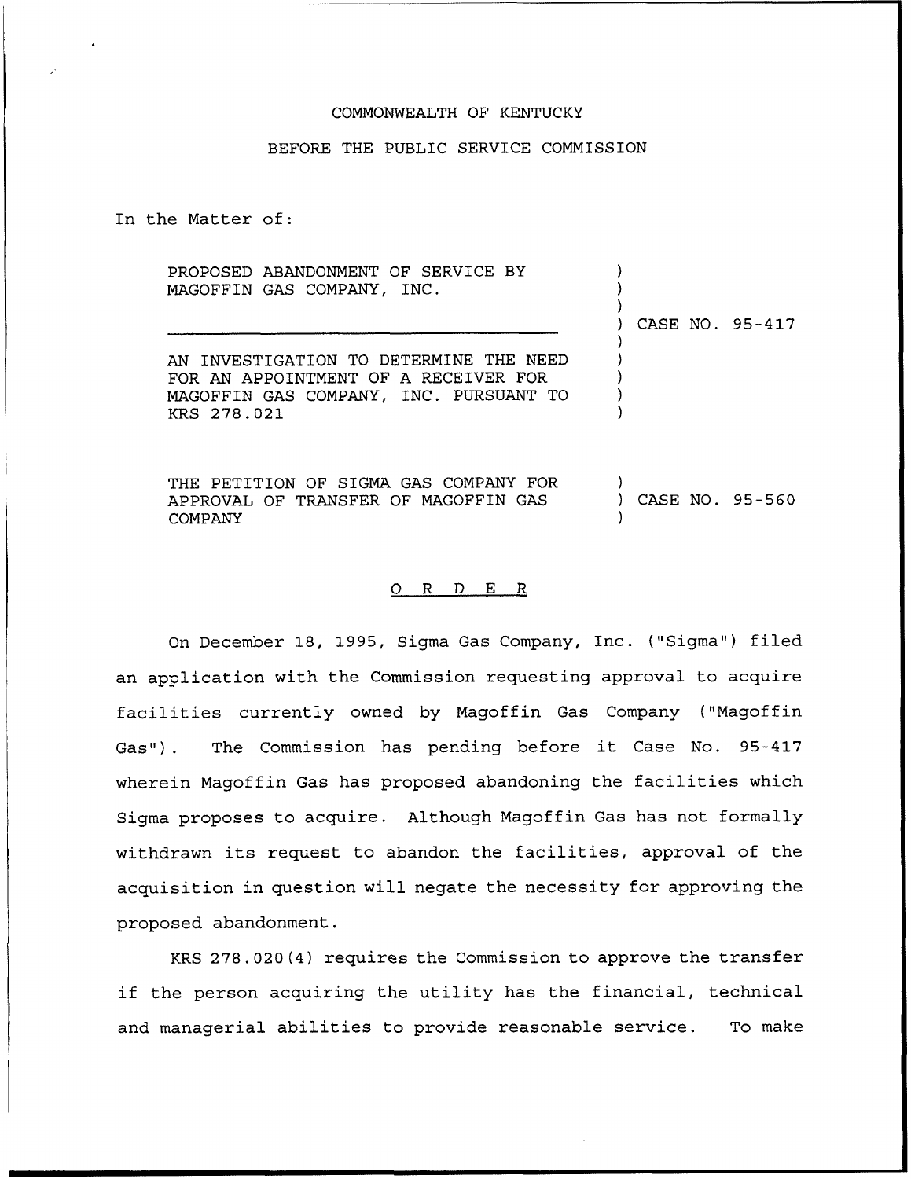COMMONWEALTH OF KENTUCKY

BEFORE THE PUBLIC SERVICE COMMISSION

In the Matter of:

| | |
|---|---|
| PROPOSED ABANDONMENT OF SERVICE BY MAGOFFIN GAS COMPANY, INC.<br>\_\_\_\_\_\_\_\_\_\_\_\_\_\_\_\_\_\_\_\_\_\_\_\_\_\_\_\_\_\_<br>AN INVESTIGATION TO DETERMINE THE NEED FOR AN APPOINTMENT OF A RECEIVER FOR MAGOFFIN GAS COMPANY, INC. PURSUANT TO KRS 278.021 | ) CASE NO. 95-417 |
| THE PETITION OF SIGMA GAS COMPANY FOR APPROVAL OF TRANSFER OF MAGOFFIN GAS COMPANY | ) CASE NO. 95-560 |

## O R D E R

On December 18, 1995, Sigma Gas Company, Inc. ("Sigma") filed an application with the Commission requesting approval to acquire facilities currently owned by Magoffin Gas Company ("Magoffin Gas"). The Commission has pending before it Case No. 95-417 wherein Magoffin Gas has proposed abandoning the facilities which Sigma proposes to acquire. Although Magoffin Gas has not formally withdrawn its request to abandon the facilities, approval of the acquisition in question will negate the necessity for approving the proposed abandonment.

KRS 278.020(4) requires the Commission to approve the transfer if the person acquiring the utility has the financial, technical and managerial abilities to provide reasonable service. To make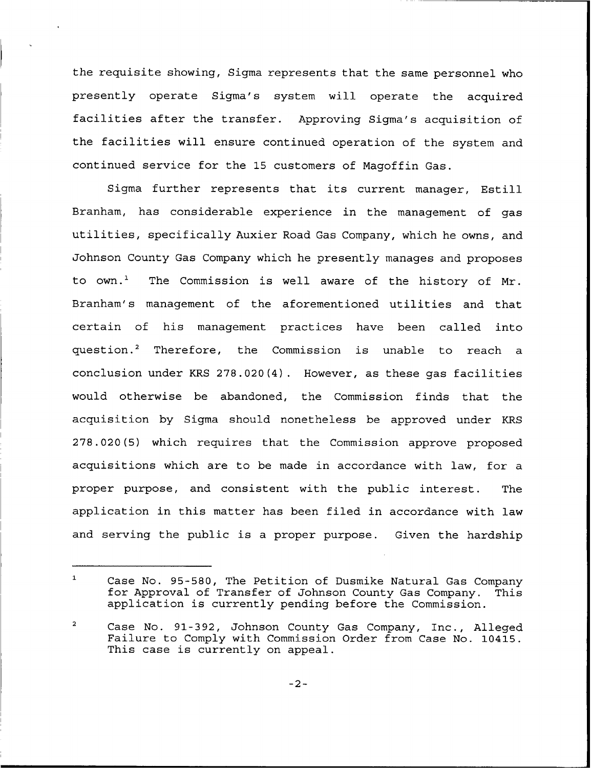the requisite showing, Sigma represents that the same personnel who presently operate Sigma's system will operate the acquired facilities after the transfer. Approving Sigma's acquisition of the facilities will ensure continued operation of the system and continued service for the 15 customers of Magoffin Gas.

Sigma further represents that its current manager, Estill Branham, has considerable experience in the management of gas utilities, specifically Auxier Road Gas Company, which he owns, and Johnson County Gas Company which he presently manages and proposes to own.[1] The Commission is well aware of the history of Mr. Branham's management of the aforementioned utilities and that certain of his management practices have been called into question.[2] Therefore, the Commission is unable to reach a conclusion under KRS 278.020(4). However, as these gas facilities would otherwise be abandoned, the Commission finds that the acquisition by Sigma should nonetheless be approved under KRS 278.020(5) which requires that the Commission approve proposed acquisitions which are to be made in accordance with law, for a proper purpose, and consistent with the public interest. The application in this matter has been filed in accordance with law and serving the public is a proper purpose. Given the hardship

---

[1] Case No. 95-580, The Petition of Dusmike Natural Gas Company for Approval of Transfer of Johnson County Gas Company. This application is currently pending before the Commission.

[2] Case No. 91-392, Johnson County Gas Company, Inc., Alleged Failure to Comply with Commission Order from Case No. 10415. This case is currently on appeal.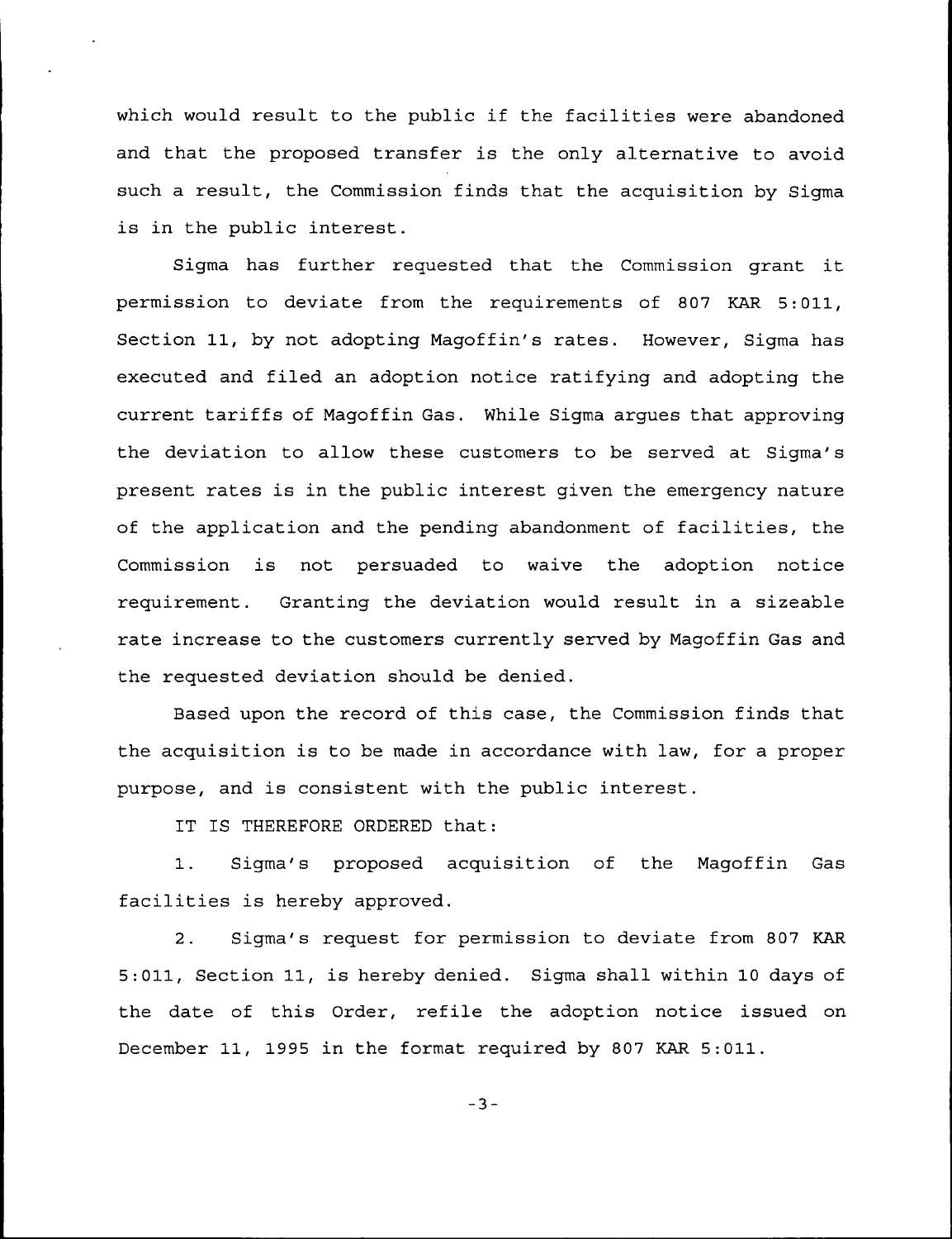which would result to the public if the facilities were abandoned and that the proposed transfer is the only alternative to avoid such a result, the Commission finds that the acquisition by Sigma is in the public interest.

Sigma has further requested that the Commission grant it permission to deviate from the requirements of 807 KAR 5:011, Section 11, by not adopting Magoffin's rates. However, Sigma has executed and filed an adoption notice ratifying and adopting the current tariffs of Magoffin Gas. While Sigma argues that approving the deviation to allow these customers to be served at Sigma's present rates is in the public interest given the emergency nature of the application and the pending abandonment of facilities, the Commission is not persuaded to waive the adoption notice requirement. Granting the deviation would result in a sizeable rate increase to the customers currently served by Magoffin Gas and the requested deviation should be denied.

Based upon the record of this case, the Commission finds that the acquisition is to be made in accordance with law, for a proper purpose, and is consistent with the public interest.

IT IS THEREFORE ORDERED that:

1. Sigma's proposed acquisition of the Magoffin Gas facilities is hereby approved.

2. Sigma's request for permission to deviate from 807 KAR 5:011, Section 11, is hereby denied. Sigma shall within 10 days of the date of this Order, refile the adoption notice issued on December 11, 1995 in the format required by 807 KAR 5:011.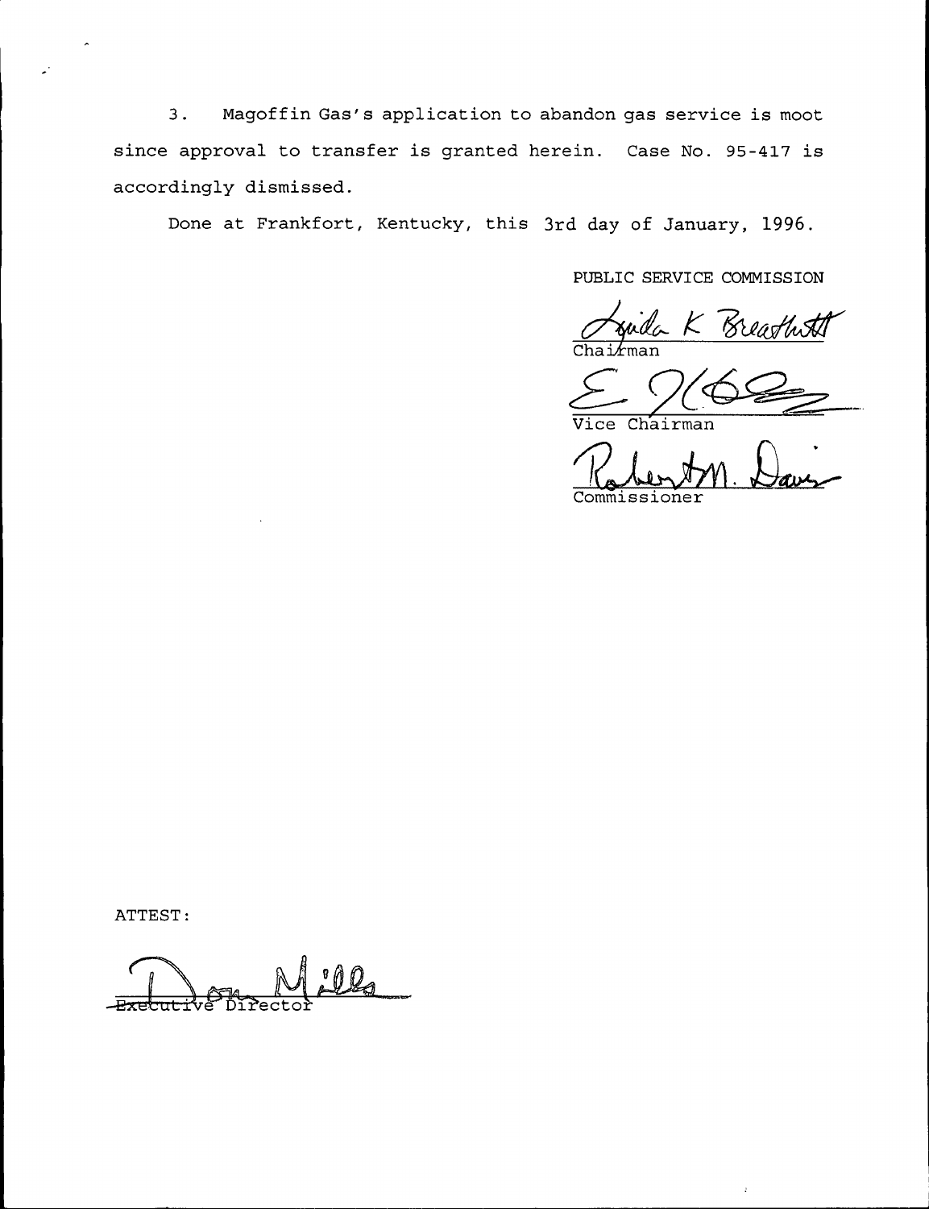3. Magoffin Gas's application to abandon gas service is moot since approval to transfer is granted herein. Case No. 95-417 is accordingly dismissed.

Done at Frankfort, Kentucky, this 3rd day of January, 1996.

PUBLIC SERVICE COMMISSION

Linda K Breathitt
Chairman

Vice Chairman

Robert M. Davis
Commissioner

ATTEST:

Don Mills
Executive Director